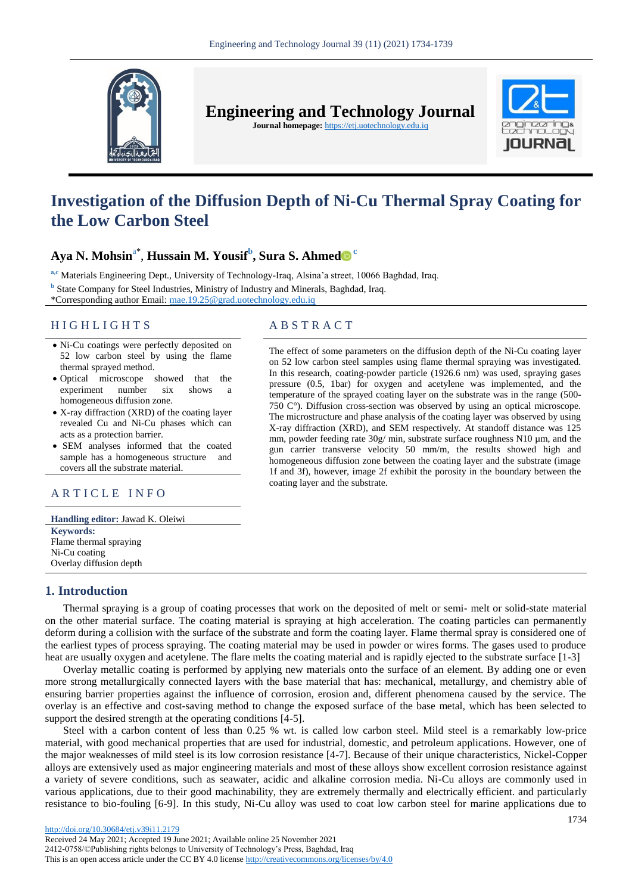# Investigation of the Diffusion Depth of Ni-Cu Thermal Spray Coating for the Low Carbon Steel

**Aya N. Mohsin**[a*], **Hussain M. Yousif**[b], **Sura S. Ahmed**[c]

[a,c] Materials Engineering Dept., University of Technology-Iraq, Alsina'a street, 10066 Baghdad, Iraq.

[b] State Company for Steel Industries, Ministry of Industry and Minerals, Baghdad, Iraq.

*Corresponding author Email: mae.19.25@grad.uotechnology.edu.iq

## HIGHLIGHTS

- Ni-Cu coatings were perfectly deposited on 52 low carbon steel by using the flame thermal sprayed method.
- Optical microscope showed that the experiment number six shows a homogeneous diffusion zone.
- X-ray diffraction (XRD) of the coating layer revealed Cu and Ni-Cu phases which can acts as a protection barrier.
- SEM analyses informed that the coated sample has a homogeneous structure and covers all the substrate material.

## ARTICLE INFO

**Handling editor:** Jawad K. Oleiwi

**Keywords:**
Flame thermal spraying
Ni-Cu coating
Overlay diffusion depth

## ABSTRACT

The effect of some parameters on the diffusion depth of the Ni-Cu coating layer on 52 low carbon steel samples using flame thermal spraying was investigated. In this research, coating-powder particle (1926.6 nm) was used, spraying gases pressure (0.5, 1bar) for oxygen and acetylene was implemented, and the temperature of the sprayed coating layer on the substrate was in the range (500-750 C°). Diffusion cross-section was observed by using an optical microscope. The microstructure and phase analysis of the coating layer was observed by using X-ray diffraction (XRD), and SEM respectively. At standoff distance was 125 mm, powder feeding rate 30g/ min, substrate surface roughness N10 µm, and the gun carrier transverse velocity 50 mm/m, the results showed high and homogeneous diffusion zone between the coating layer and the substrate (image 1f and 3f), however, image 2f exhibit the porosity in the boundary between the coating layer and the substrate.

## 1. Introduction

Thermal spraying is a group of coating processes that work on the deposited of melt or semi- melt or solid-state material on the other material surface. The coating material is spraying at high acceleration. The coating particles can permanently deform during a collision with the surface of the substrate and form the coating layer. Flame thermal spray is considered one of the earliest types of process spraying. The coating material may be used in powder or wires forms. The gases used to produce heat are usually oxygen and acetylene. The flare melts the coating material and is rapidly ejected to the substrate surface [1-3]

Overlay metallic coating is performed by applying new materials onto the surface of an element. By adding one or even more strong metallurgically connected layers with the base material that has: mechanical, metallurgy, and chemistry able of ensuring barrier properties against the influence of corrosion, erosion and, different phenomena caused by the service. The overlay is an effective and cost-saving method to change the exposed surface of the base metal, which has been selected to support the desired strength at the operating conditions [4-5].

Steel with a carbon content of less than 0.25 % wt. is called low carbon steel. Mild steel is a remarkably low-price material, with good mechanical properties that are used for industrial, domestic, and petroleum applications. However, one of the major weaknesses of mild steel is its low corrosion resistance [4-7]. Because of their unique characteristics, Nickel-Copper alloys are extensively used as major engineering materials and most of these alloys show excellent corrosion resistance against a variety of severe conditions, such as seawater, acidic and alkaline corrosion media. Ni-Cu alloys are commonly used in various applications, due to their good machinability, they are extremely thermally and electrically efficient. and particularly resistance to bio-fouling [6-9]. In this study, Ni-Cu alloy was used to coat low carbon steel for marine applications due to

http://doi.org/10.30684/etj.v39i11.2179

Received 24 May 2021; Accepted 19 June 2021; Available online 25 November 2021

2412-0758/©Publishing rights belongs to University of Technology's Press, Baghdad, Iraq

This is an open access article under the CC BY 4.0 license http://creativecommons.org/licenses/by/4.0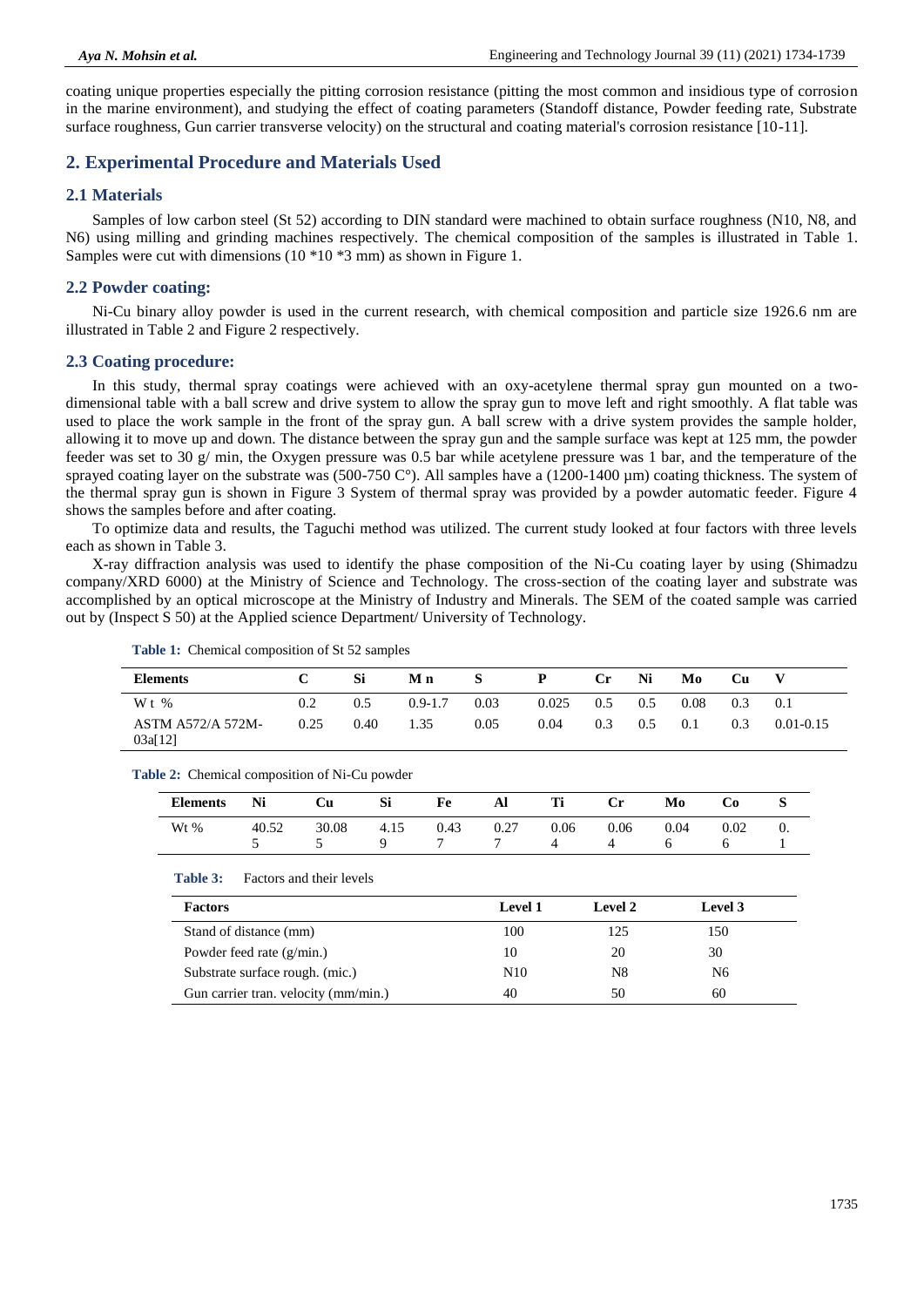coating unique properties especially the pitting corrosion resistance (pitting the most common and insidious type of corrosion in the marine environment), and studying the effect of coating parameters (Standoff distance, Powder feeding rate, Substrate surface roughness, Gun carrier transverse velocity) on the structural and coating material's corrosion resistance [10-11].

## 2. Experimental Procedure and Materials Used

### 2.1 Materials

Samples of low carbon steel (St 52) according to DIN standard were machined to obtain surface roughness (N10, N8, and N6) using milling and grinding machines respectively. The chemical composition of the samples is illustrated in Table 1. Samples were cut with dimensions (10 *10 *3 mm) as shown in Figure 1.

### 2.2 Powder coating:

Ni-Cu binary alloy powder is used in the current research, with chemical composition and particle size 1926.6 nm are illustrated in Table 2 and Figure 2 respectively.

### 2.3 Coating procedure:

In this study, thermal spray coatings were achieved with an oxy-acetylene thermal spray gun mounted on a two-dimensional table with a ball screw and drive system to allow the spray gun to move left and right smoothly. A flat table was used to place the work sample in the front of the spray gun. A ball screw with a drive system provides the sample holder, allowing it to move up and down. The distance between the spray gun and the sample surface was kept at 125 mm, the powder feeder was set to 30 g/ min, the Oxygen pressure was 0.5 bar while acetylene pressure was 1 bar, and the temperature of the sprayed coating layer on the substrate was (500-750 C°). All samples have a (1200-1400 µm) coating thickness. The system of the thermal spray gun is shown in Figure 3 System of thermal spray was provided by a powder automatic feeder. Figure 4 shows the samples before and after coating.

To optimize data and results, the Taguchi method was utilized. The current study looked at four factors with three levels each as shown in Table 3.

X-ray diffraction analysis was used to identify the phase composition of the Ni-Cu coating layer by using (Shimadzu company/XRD 6000) at the Ministry of Science and Technology. The cross-section of the coating layer and substrate was accomplished by an optical microscope at the Ministry of Industry and Minerals. The SEM of the coated sample was carried out by (Inspect S 50) at the Applied science Department/ University of Technology.

**Table 1:** Chemical composition of St 52 samples

| Elements | C | Si | M n | S | P | Cr | Ni | Mo | Cu | V |
|---|---|---|---|---|---|---|---|---|---|---|
| W t % | 0.2 | 0.5 | 0.9-1.7 | 0.03 | 0.025 | 0.5 | 0.5 | 0.08 | 0.3 | 0.1 |
| ASTM A572/A 572M-03a[12] | 0.25 | 0.40 | 1.35 | 0.05 | 0.04 | 0.3 | 0.5 | 0.1 | 0.3 | 0.01-0.15 |

**Table 2:** Chemical composition of Ni-Cu powder

| Elements | Ni | Cu | Si | Fe | Al | Ti | Cr | Mo | Co | S |
|---|---|---|---|---|---|---|---|---|---|---|
| Wt % | 40.525 | 30.085 | 4.159 | 0.437 | 0.277 | 0.064 | 0.064 | 0.046 | 0.026 | 0.1 |

**Table 3:** Factors and their levels

| Factors | Level 1 | Level 2 | Level 3 |
|---|---|---|---|
| Stand of distance (mm) | 100 | 125 | 150 |
| Powder feed rate (g/min.) | 10 | 20 | 30 |
| Substrate surface rough. (mic.) | N10 | N8 | N6 |
| Gun carrier tran. velocity (mm/min.) | 40 | 50 | 60 |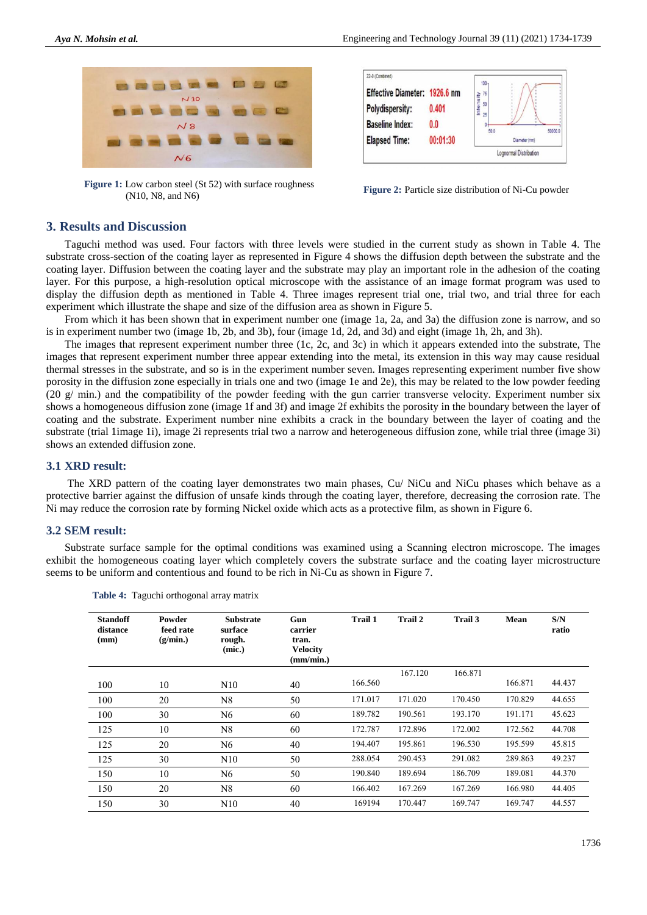Figure 1: Low carbon steel (St 52) with surface roughness (N10, N8, and N6)

Figure 2: Particle size distribution of Ni-Cu powder

## 3. Results and Discussion

Taguchi method was used. Four factors with three levels were studied in the current study as shown in Table 4. The substrate cross-section of the coating layer as represented in Figure 4 shows the diffusion depth between the substrate and the coating layer. Diffusion between the coating layer and the substrate may play an important role in the adhesion of the coating layer. For this purpose, a high-resolution optical microscope with the assistance of an image format program was used to display the diffusion depth as mentioned in Table 4. Three images represent trial one, trial two, and trial three for each experiment which illustrate the shape and size of the diffusion area as shown in Figure 5.

From which it has been shown that in experiment number one (image 1a, 2a, and 3a) the diffusion zone is narrow, and so is in experiment number two (image 1b, 2b, and 3b), four (image 1d, 2d, and 3d) and eight (image 1h, 2h, and 3h).

The images that represent experiment number three (1c, 2c, and 3c) in which it appears extended into the substrate, The images that represent experiment number three appear extending into the metal, its extension in this way may cause residual thermal stresses in the substrate, and so is in the experiment number seven. Images representing experiment number five show porosity in the diffusion zone especially in trials one and two (image 1e and 2e), this may be related to the low powder feeding (20 g/ min.) and the compatibility of the powder feeding with the gun carrier transverse velocity. Experiment number six shows a homogeneous diffusion zone (image 1f and 3f) and image 2f exhibits the porosity in the boundary between the layer of coating and the substrate. Experiment number nine exhibits a crack in the boundary between the layer of coating and the substrate (trial 1image 1i), image 2i represents trial two a narrow and heterogeneous diffusion zone, while trial three (image 3i) shows an extended diffusion zone.

### 3.1 XRD result:

The XRD pattern of the coating layer demonstrates two main phases, Cu/ NiCu and NiCu phases which behave as a protective barrier against the diffusion of unsafe kinds through the coating layer, therefore, decreasing the corrosion rate. The Ni may reduce the corrosion rate by forming Nickel oxide which acts as a protective film, as shown in Figure 6.

### 3.2 SEM result:

Substrate surface sample for the optimal conditions was examined using a Scanning electron microscope. The images exhibit the homogeneous coating layer which completely covers the substrate surface and the coating layer microstructure seems to be uniform and contentious and found to be rich in Ni-Cu as shown in Figure 7.

Table 4: Taguchi orthogonal array matrix

| Standoff distance (mm) | Powder feed rate (g/min.) | Substrate surface rough. (mic.) | Gun carrier tran. Velocity (mm/min.) | Trail 1 | Trail 2 | Trail 3 | Mean | S/N ratio |
|---|---|---|---|---|---|---|---|---|
| 100 | 10 | N10 | 40 | 166.560 | 167.120 | 166.871 | 166.871 | 44.437 |
| 100 | 20 | N8 | 50 | 171.017 | 171.020 | 170.450 | 170.829 | 44.655 |
| 100 | 30 | N6 | 60 | 189.782 | 190.561 | 193.170 | 191.171 | 45.623 |
| 125 | 10 | N8 | 60 | 172.787 | 172.896 | 172.002 | 172.562 | 44.708 |
| 125 | 20 | N6 | 40 | 194.407 | 195.861 | 196.530 | 195.599 | 45.815 |
| 125 | 30 | N10 | 50 | 288.054 | 290.453 | 291.082 | 289.863 | 49.237 |
| 150 | 10 | N6 | 50 | 190.840 | 189.694 | 186.709 | 189.081 | 44.370 |
| 150 | 20 | N8 | 60 | 166.402 | 167.269 | 167.269 | 166.980 | 44.405 |
| 150 | 30 | N10 | 40 | 169194 | 170.447 | 169.747 | 169.747 | 44.557 |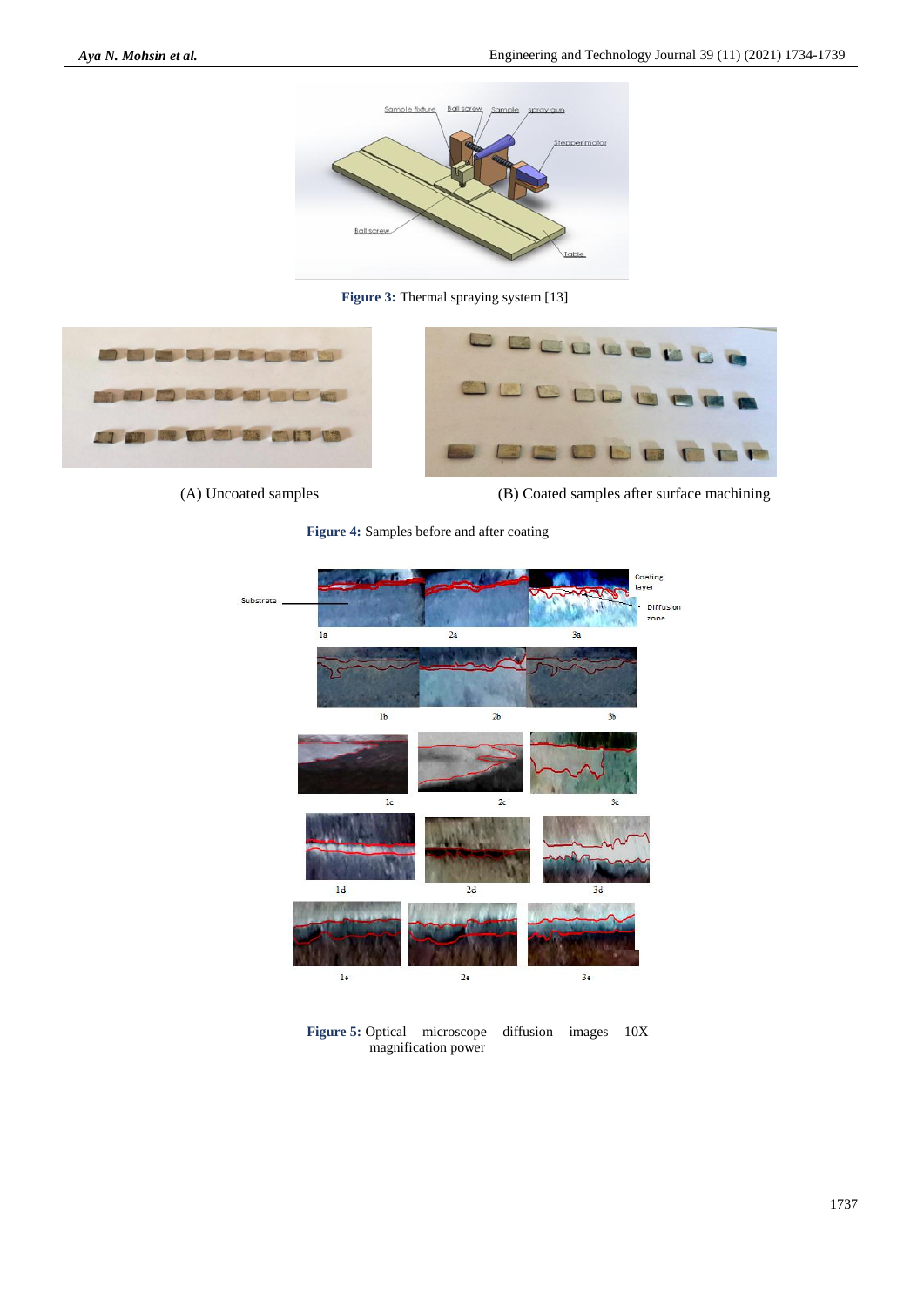Sample fixture
Ball screw
Sample
spray gun
Stepper motor
Ball screw
Table

**Figure 3:** Thermal spraying system [13]

(A) Uncoated samples

(B) Coated samples after surface machining

**Figure 4:** Samples before and after coating

Coating layer
Substrate
Diffusion zone
1a 2a 3a
1b 2b 3b
1c 2c 3c
1d 2d 3d
1e 2e 3e

**Figure 5:** Optical microscope diffusion images 10X magnification power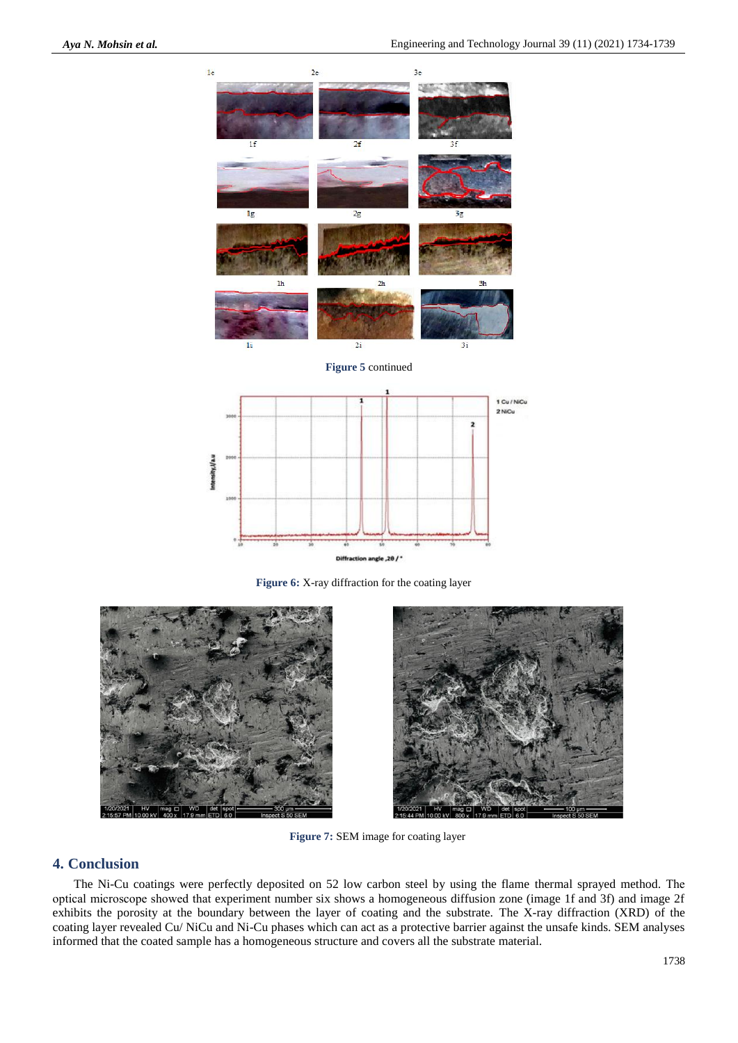1e 2e 3e

1f 2f 3f

1g 2g 3g

1h 2h 3h

1i 2i 3i

**Figure 5** continued

1 Cu / NiCu
2 NiCu

Intensity,I/a.u

Diffraction angle ,2θ / °

**Figure 6:** X-ray diffraction for the coating layer

**Figure 7:** SEM image for coating layer

## 4. Conclusion

The Ni-Cu coatings were perfectly deposited on 52 low carbon steel by using the flame thermal sprayed method. The optical microscope showed that experiment number six shows a homogeneous diffusion zone (image 1f and 3f) and image 2f exhibits the porosity at the boundary between the layer of coating and the substrate. The X-ray diffraction (XRD) of the coating layer revealed Cu/ NiCu and Ni-Cu phases which can act as a protective barrier against the unsafe kinds. SEM analyses informed that the coated sample has a homogeneous structure and covers all the substrate material.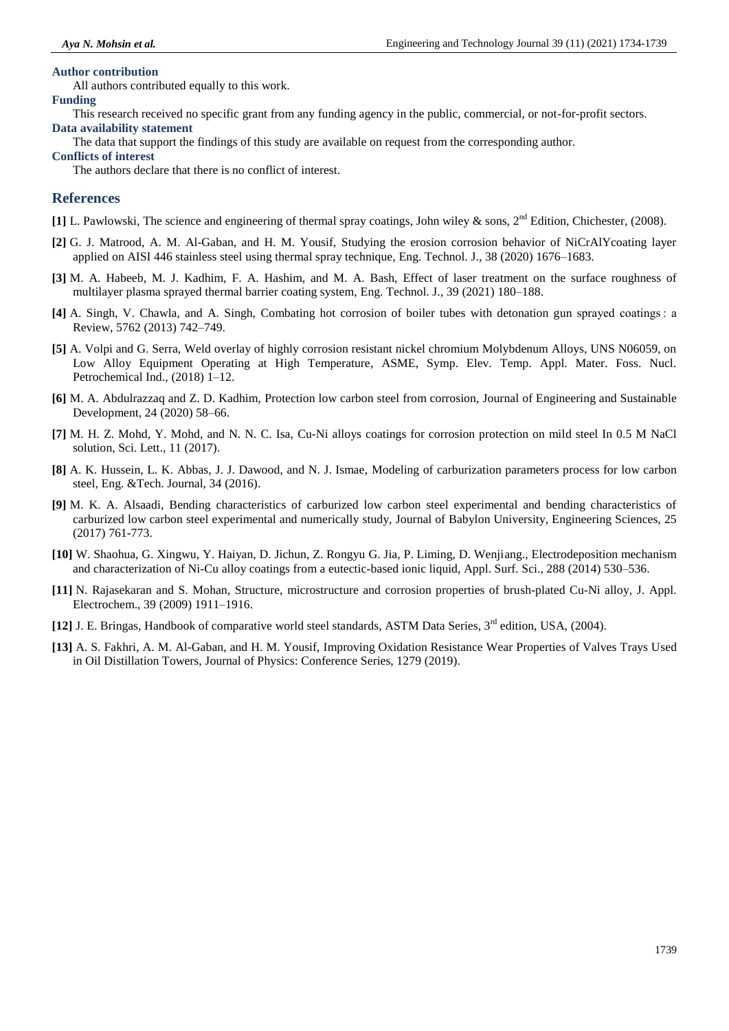**Author contribution**

All authors contributed equally to this work.

**Funding**

This research received no specific grant from any funding agency in the public, commercial, or not-for-profit sectors.

**Data availability statement**

The data that support the findings of this study are available on request from the corresponding author.

**Conflicts of interest**

The authors declare that there is no conflict of interest.

## References

**[1]** L. Pawlowski, The science and engineering of thermal spray coatings, John wiley & sons, 2nd Edition, Chichester, (2008).

**[2]** G. J. Matrood, A. M. Al-Gaban, and H. M. Yousif, Studying the erosion corrosion behavior of NiCrAlYcoating layer applied on AISI 446 stainless steel using thermal spray technique, Eng. Technol. J., 38 (2020) 1676–1683.

**[3]** M. A. Habeeb, M. J. Kadhim, F. A. Hashim, and M. A. Bash, Effect of laser treatment on the surface roughness of multilayer plasma sprayed thermal barrier coating system, Eng. Technol. J., 39 (2021) 180–188.

**[4]** A. Singh, V. Chawla, and A. Singh, Combating hot corrosion of boiler tubes with detonation gun sprayed coatings : a Review, 5762 (2013) 742–749.

**[5]** A. Volpi and G. Serra, Weld overlay of highly corrosion resistant nickel chromium Molybdenum Alloys, UNS N06059, on Low Alloy Equipment Operating at High Temperature, ASME, Symp. Elev. Temp. Appl. Mater. Foss. Nucl. Petrochemical Ind., (2018) 1–12.

**[6]** M. A. Abdulrazzaq and Z. D. Kadhim, Protection low carbon steel from corrosion, Journal of Engineering and Sustainable Development, 24 (2020) 58–66.

**[7]** M. H. Z. Mohd, Y. Mohd, and N. N. C. Isa, Cu-Ni alloys coatings for corrosion protection on mild steel In 0.5 M NaCl solution, Sci. Lett., 11 (2017).

**[8]** A. K. Hussein, L. K. Abbas, J. J. Dawood, and N. J. Ismae, Modeling of carburization parameters process for low carbon steel, Eng. &Tech. Journal, 34 (2016).

**[9]** M. K. A. Alsaadi, Bending characteristics of carburized low carbon steel experimental and bending characteristics of carburized low carbon steel experimental and numerically study, Journal of Babylon University, Engineering Sciences, 25 (2017) 761-773.

**[10]** W. Shaohua, G. Xingwu, Y. Haiyan, D. Jichun, Z. Rongyu G. Jia, P. Liming, D. Wenjiang., Electrodeposition mechanism and characterization of Ni-Cu alloy coatings from a eutectic-based ionic liquid, Appl. Surf. Sci., 288 (2014) 530–536.

**[11]** N. Rajasekaran and S. Mohan, Structure, microstructure and corrosion properties of brush-plated Cu-Ni alloy, J. Appl. Electrochem., 39 (2009) 1911–1916.

**[12]** J. E. Bringas, Handbook of comparative world steel standards, ASTM Data Series, 3rd edition, USA, (2004).

**[13]** A. S. Fakhri, A. M. Al-Gaban, and H. M. Yousif, Improving Oxidation Resistance Wear Properties of Valves Trays Used in Oil Distillation Towers, Journal of Physics: Conference Series, 1279 (2019).